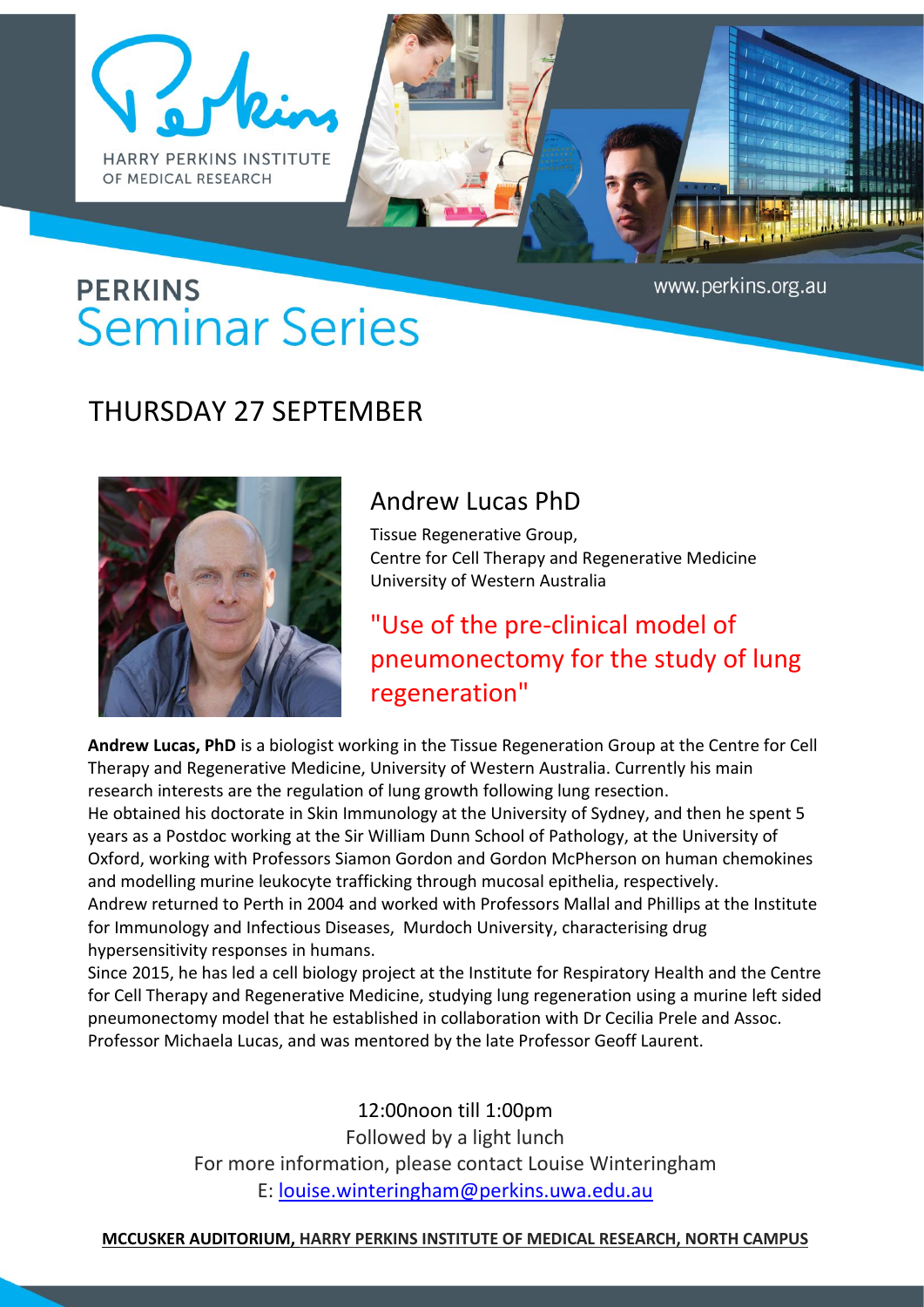HARRY PERKINS INSTITUTE OF MEDICAL RESEARCH

www.perkins.org.au

# PERKINS Seminar Series

## THURSDAY 27 SEPTEMBER

### Andrew Lucas PhD

Tissue Regenerative Group,
Centre for Cell Therapy and Regenerative Medicine
University of Western Australia

## "Use of the pre-clinical model of pneumonectomy for the study of lung regeneration"

**Andrew Lucas, PhD** is a biologist working in the Tissue Regeneration Group at the Centre for Cell Therapy and Regenerative Medicine, University of Western Australia. Currently his main research interests are the regulation of lung growth following lung resection.

He obtained his doctorate in Skin Immunology at the University of Sydney, and then he spent 5 years as a Postdoc working at the Sir William Dunn School of Pathology, at the University of Oxford, working with Professors Siamon Gordon and Gordon McPherson on human chemokines and modelling murine leukocyte trafficking through mucosal epithelia, respectively.

Andrew returned to Perth in 2004 and worked with Professors Mallal and Phillips at the Institute for Immunology and Infectious Diseases, Murdoch University, characterising drug hypersensitivity responses in humans.

Since 2015, he has led a cell biology project at the Institute for Respiratory Health and the Centre for Cell Therapy and Regenerative Medicine, studying lung regeneration using a murine left sided pneumonectomy model that he established in collaboration with Dr Cecilia Prele and Assoc. Professor Michaela Lucas, and was mentored by the late Professor Geoff Laurent.

12:00noon till 1:00pm
Followed by a light lunch
For more information, please contact Louise Winteringham
E: louise.winteringham@perkins.uwa.edu.au

**MCCUSKER AUDITORIUM, HARRY PERKINS INSTITUTE OF MEDICAL RESEARCH, NORTH CAMPUS**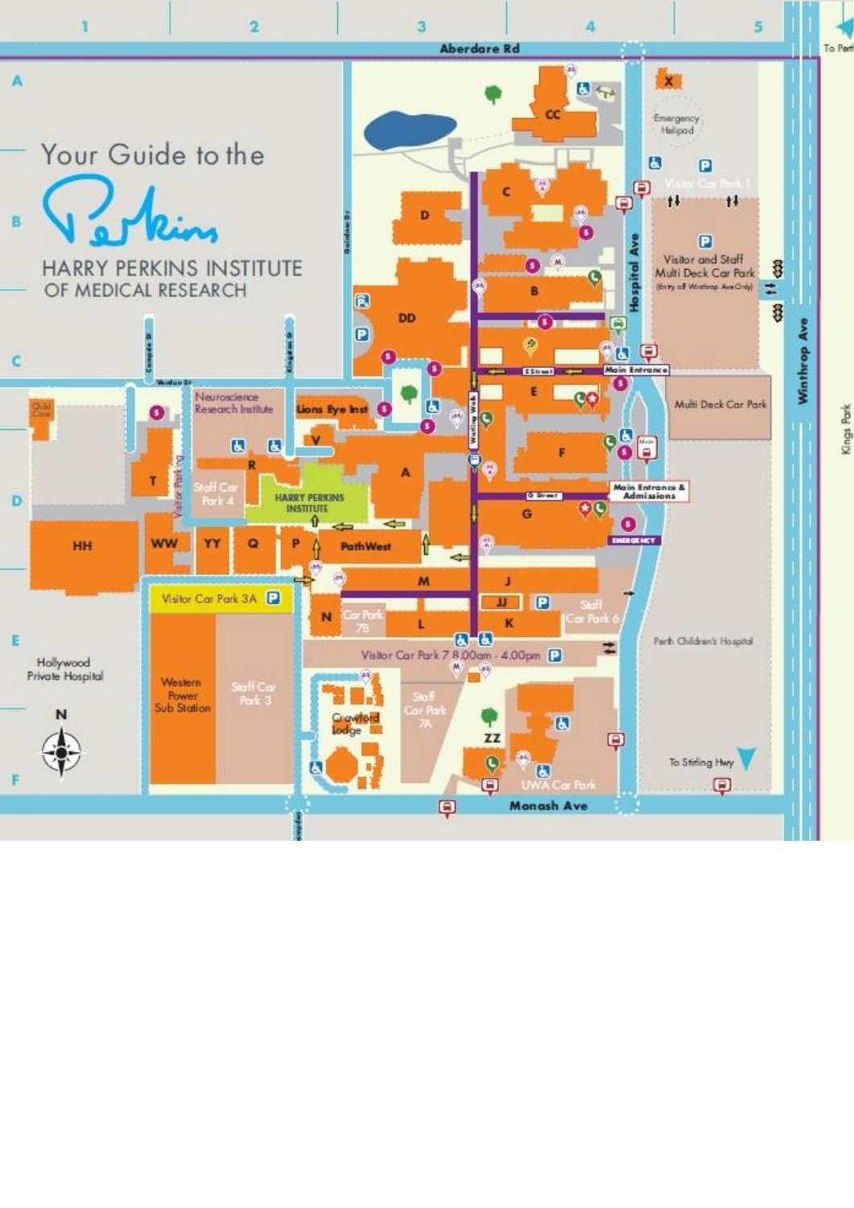# Your Guide to the Perkins

## HARRY PERKINS INSTITUTE OF MEDICAL RESEARCH

1 2 3 4 5

A B C D E F

Aberdare Rd

To Perth

CC

X

Emergency Helipad

Visitor Car Park 1

Visitor and Staff Multi Deck Car Park (Entry off Winthrop Ave Only)

C

D

B

DD

Hospital Ave

Winthrop Ave

Kings Park

Gairdner Dr

Verdun St

Kingston St

Campion St

E Street

Main Entrance

E

Multi Deck Car Park

Child Care

Neuroscience Research Institute

Lions Eye Inst

V

Waiting Walk

F

Main

T

Visitor Parking

R

Staff Car Park 4

HARRY PERKINS INSTITUTE

A

G Street

Main Entrance & Admissions

G

EMERGENCY

HH

WW

YY

Q

P

PathWest

M

J

JJ

Staff Car Park 6

Visitor Car Park 3A

N

Car Park 7B

L

K

Visitor Car Park 7 8.00am - 4.00pm

Perth Children's Hospital

Hollywood Private Hospital

Western Power Sub Station

Staff Car Park 3

Crawford Lodge

Staff Car Park 7A

ZZ

UWA Car Park

To Stirling Hwy

N

Monash Ave